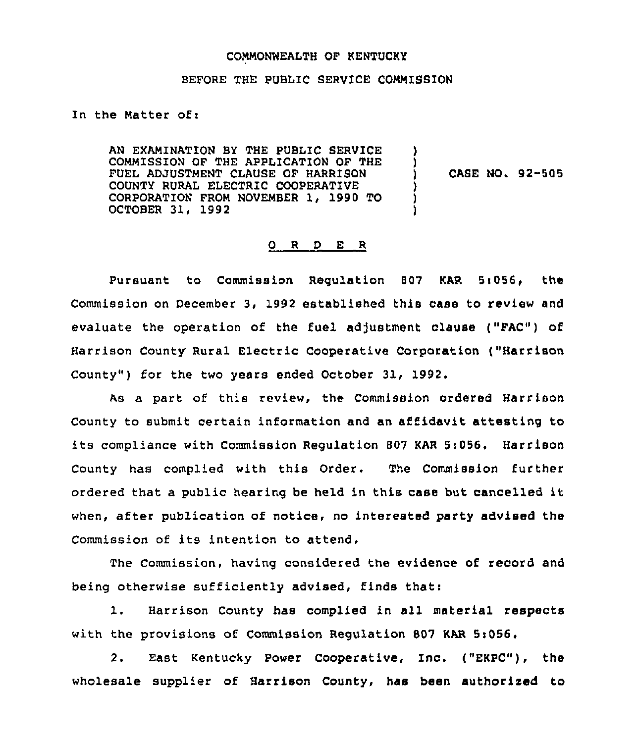COMMONWEALTH OF KENTUCKY

BEFORE THE PUBLIC SERVICE COMMISSION

In the Matter of:

| | | |
|---|---|---|
| AN EXAMINATION BY THE PUBLIC SERVICE COMMISSION OF THE APPLICATION OF THE FUEL ADJUSTMENT CLAUSE OF HARRISON COUNTY RURAL ELECTRIC COOPERATIVE CORPORATION FROM NOVEMBER 1, 1990 TO OCTOBER 31, 1992 | ) | CASE NO. 92-505 |

O R D E R

Pursuant to Commission Regulation 807 KAR 5:056, the Commission on December 3, 1992 established this case to review and evaluate the operation of the fuel adjustment clause ("FAC") of Harrison County Rural Electric Cooperative Corporation ("Harrison County") for the two years ended October 31, 1992.

As a part of this review, the Commission ordered Harrison County to submit certain information and an affidavit attesting to its compliance with Commission Regulation 807 KAR 5:056. Harrison County has complied with this Order. The Commission further ordered that a public hearing be held in this case but cancelled it when, after publication of notice, no interested party advised the Commission of its intention to attend.

The Commission, having considered the evidence of record and being otherwise sufficiently advised, finds that:

1. Harrison County has complied in all material respects with the provisions of Commission Regulation 807 KAR 5:056.

2. East Kentucky Power Cooperative, Inc. ("EKPC"), the wholesale supplier of Harrison County, has been authorized to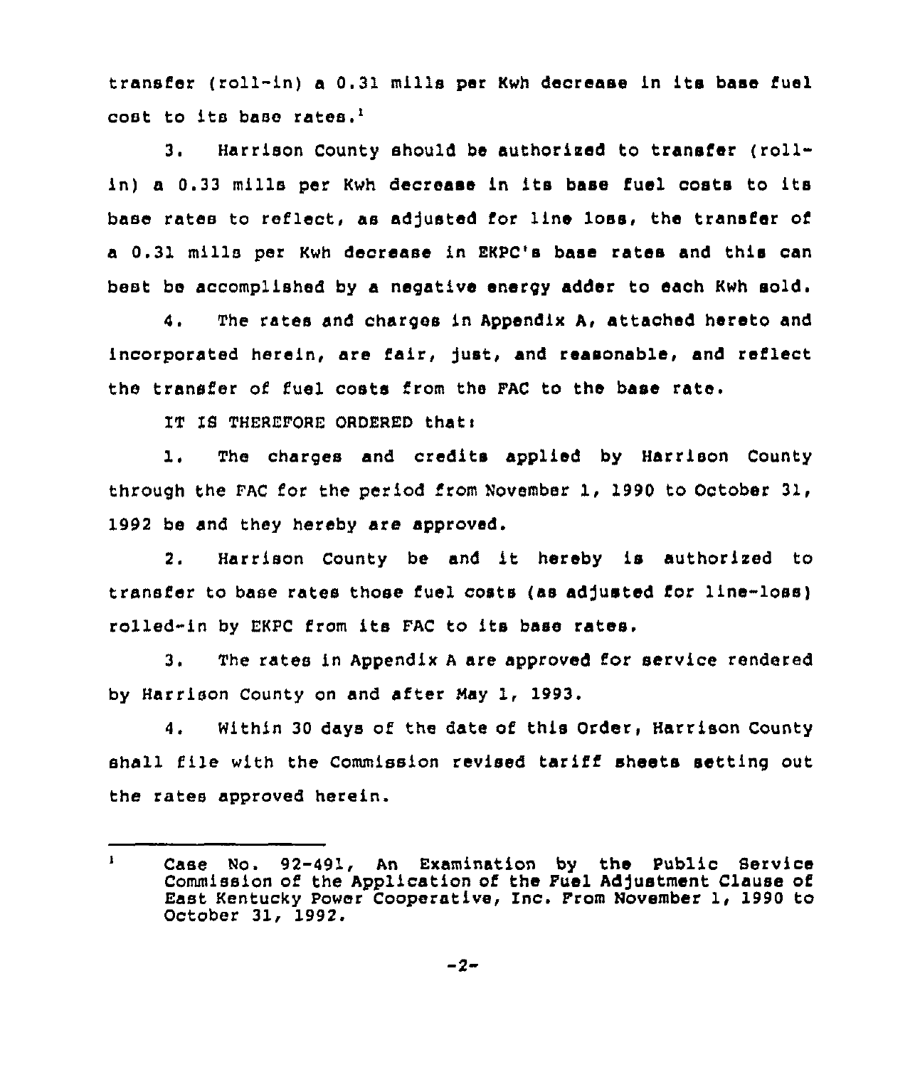transfer (roll-in) a 0.31 mills per Kwh decrease in its base fuel cost to its base rates.[1]

3. Harrison County should be authorized to transfer (roll-in) a 0.33 mills per Kwh decrease in its base fuel costs to its base rates to reflect, as adjusted for line loss, the transfer of a 0.31 mills per Kwh decrease in EKPC's base rates and this can best be accomplished by a negative energy adder to each Kwh sold.

4. The rates and charges in Appendix A, attached hereto and incorporated herein, are fair, just, and reasonable, and reflect the transfer of fuel costs from the FAC to the base rate.

IT IS THEREFORE ORDERED that:

1. The charges and credits applied by Harrison County through the FAC for the period from November 1, 1990 to October 31, 1992 be and they hereby are approved.

2. Harrison County be and it hereby is authorized to transfer to base rates those fuel costs (as adjusted for line-loss) rolled-in by EKPC from its FAC to its base rates.

3. The rates in Appendix A are approved for service rendered by Harrison County on and after May 1, 1993.

4. Within 30 days of the date of this Order, Harrison County shall file with the Commission revised tariff sheets setting out the rates approved herein.

---

[1] Case No. 92-491, An Examination by the Public Service Commission of the Application of the Fuel Adjustment Clause of East Kentucky Power Cooperative, Inc. From November 1, 1990 to October 31, 1992.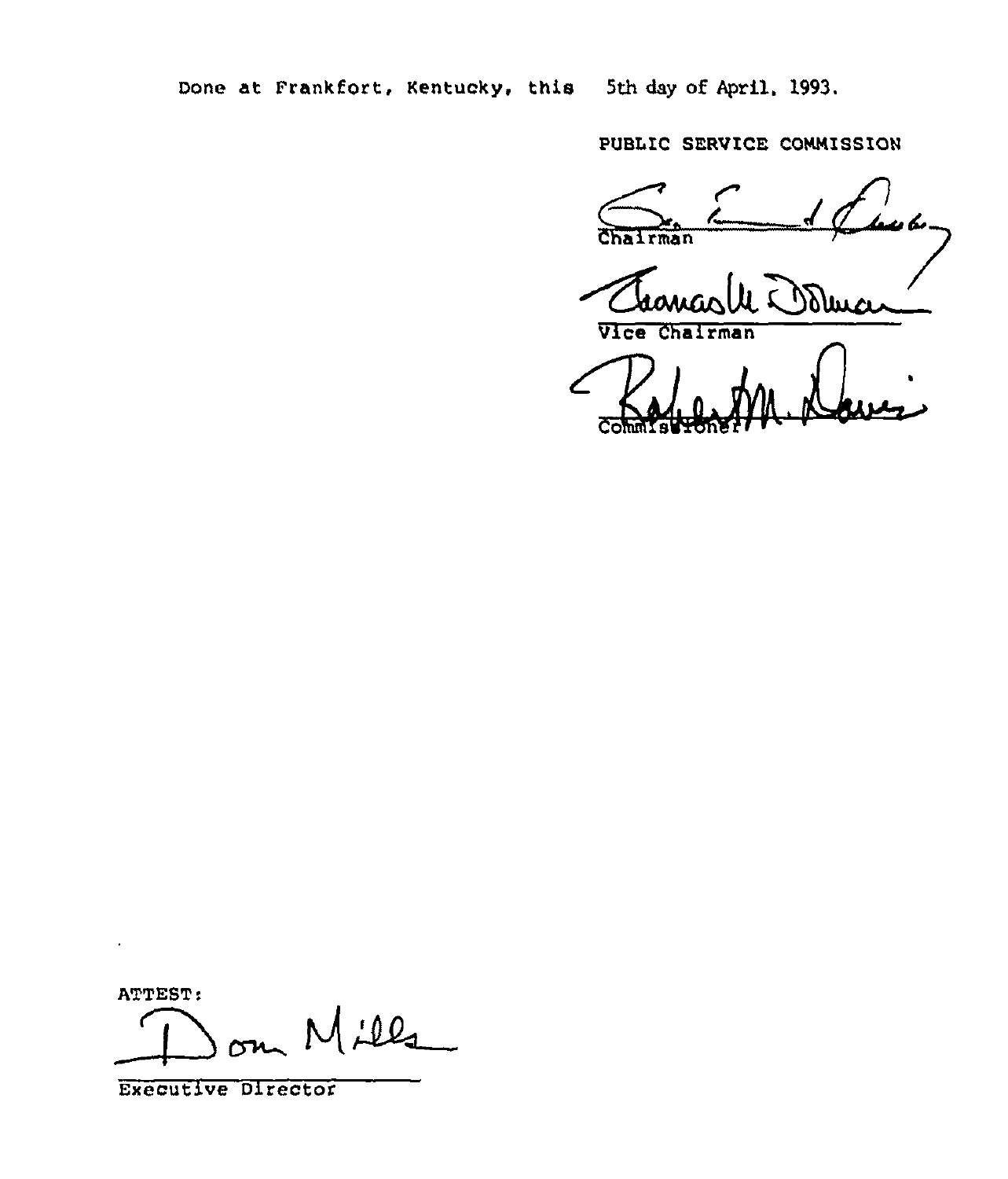Done at Frankfort, Kentucky, this 5th day of April, 1993.

PUBLIC SERVICE COMMISSION

Chairman

Vice Chairman

Commissioner

ATTEST:

Executive Director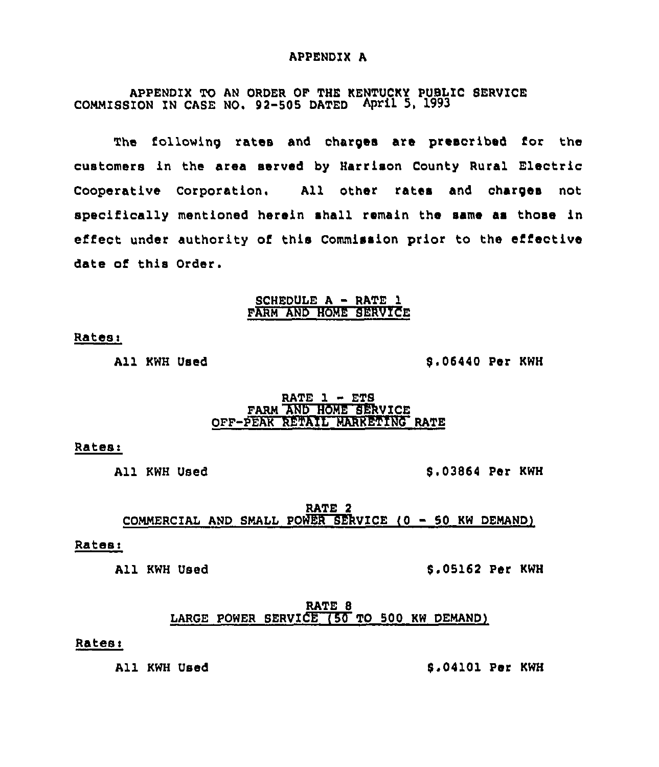# APPENDIX A

APPENDIX TO AN ORDER OF THE KENTUCKY PUBLIC SERVICE COMMISSION IN CASE NO. 92-505 DATED April 5, 1993

The following rates and charges are prescribed for the customers in the area served by Harrison County Rural Electric Cooperative Corporation. All other rates and charges not specifically mentioned herein shall remain the same as those in effect under authority of this Commission prior to the effective date of this Order.

## SCHEDULE A - RATE 1
## FARM AND HOME SERVICE

Rates:

All KWH Used $.06440 Per KWH

## RATE 1 - ETS
## FARM AND HOME SERVICE
## OFF-PEAK RETAIL MARKETING RATE

Rates:

All KWH Used $.03864 Per KWH

## RATE 2
## COMMERCIAL AND SMALL POWER SERVICE (0 - 50 KW DEMAND)

Rates:

All KWH Used $.05162 Per KWH

## RATE 8
## LARGE POWER SERVICE (50 TO 500 KW DEMAND)

Rates:

All KWH Used $.04101 Per KWH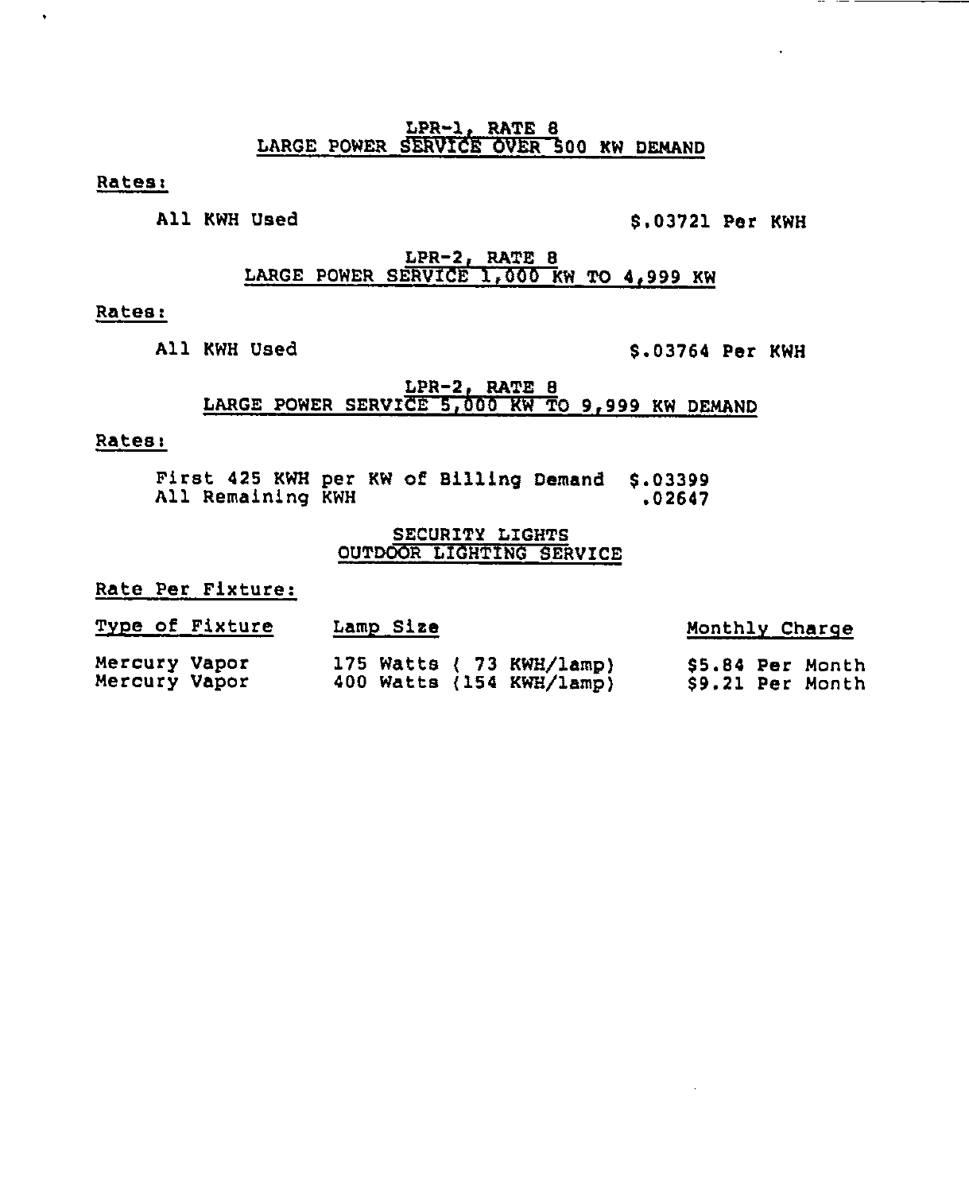## LPR-1, RATE 8
## LARGE POWER SERVICE OVER 500 KW DEMAND

Rates:

| | |
|---|---|
| All KWH Used | $.03721 Per KWH |

## LPR-2, RATE 8
## LARGE POWER SERVICE 1,000 KW TO 4,999 KW

Rates:

| | |
|---|---|
| All KWH Used | $.03764 Per KWH |

## LPR-2, RATE 8
## LARGE POWER SERVICE 5,000 KW TO 9,999 KW DEMAND

Rates:

| | |
|---|---|
| First 425 KWH per KW of Billing Demand | $.03399 |
| All Remaining KWH | .02647 |

## SECURITY LIGHTS
## OUTDOOR LIGHTING SERVICE

Rate Per Fixture:

| Type of Fixture | Lamp Size | Monthly Charge |
|---|---|---|
| Mercury Vapor | 175 Watts ( 73 KWH/lamp) | $5.84 Per Month |
| Mercury Vapor | 400 Watts (154 KWH/lamp) | $9.21 Per Month |